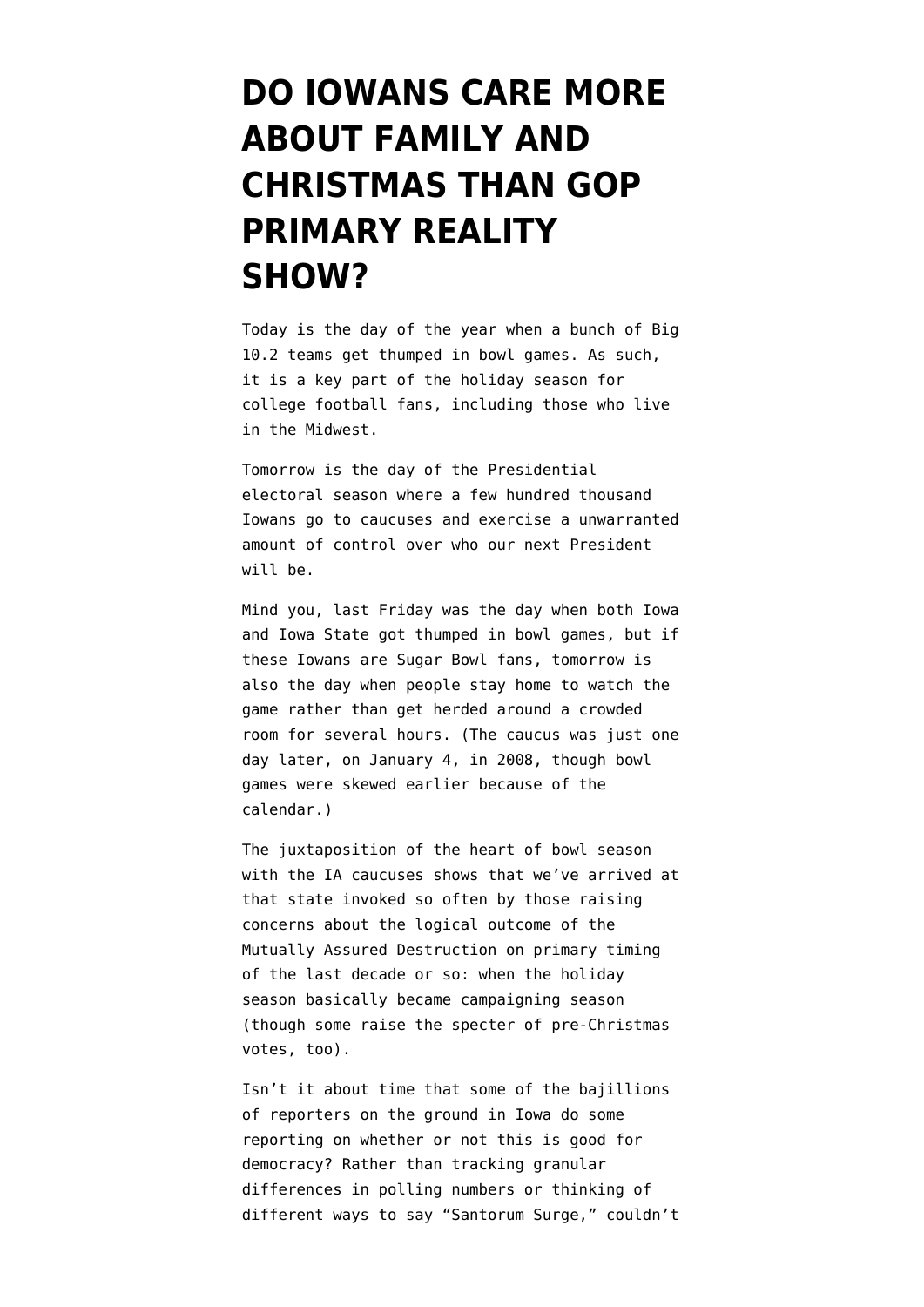# DO IOWANS CARE MORE ABOUT FAMILY AND CHRISTMAS THAN GOP PRIMARY REALITY SHOW?

Today is the day of the year when a bunch of Big 10.2 teams get thumped in bowl games. As such, it is a key part of the holiday season for college football fans, including those who live in the Midwest.

Tomorrow is the day of the Presidential electoral season where a few hundred thousand Iowans go to caucuses and exercise a unwarranted amount of control over who our next President will be.

Mind you, last Friday was the day when both Iowa and Iowa State got thumped in bowl games, but if these Iowans are Sugar Bowl fans, tomorrow is also the day when people stay home to watch the game rather than get herded around a crowded room for several hours. (The caucus was just one day later, on January 4, in 2008, though bowl games were skewed earlier because of the calendar.)

The juxtaposition of the heart of bowl season with the IA caucuses shows that we've arrived at that state invoked so often by those raising concerns about the logical outcome of the Mutually Assured Destruction on primary timing of the last decade or so: when the holiday season basically became campaigning season (though some raise the specter of pre-Christmas votes, too).

Isn't it about time that some of the bajillions of reporters on the ground in Iowa do some reporting on whether or not this is good for democracy? Rather than tracking granular differences in polling numbers or thinking of different ways to say "Santorum Surge," couldn't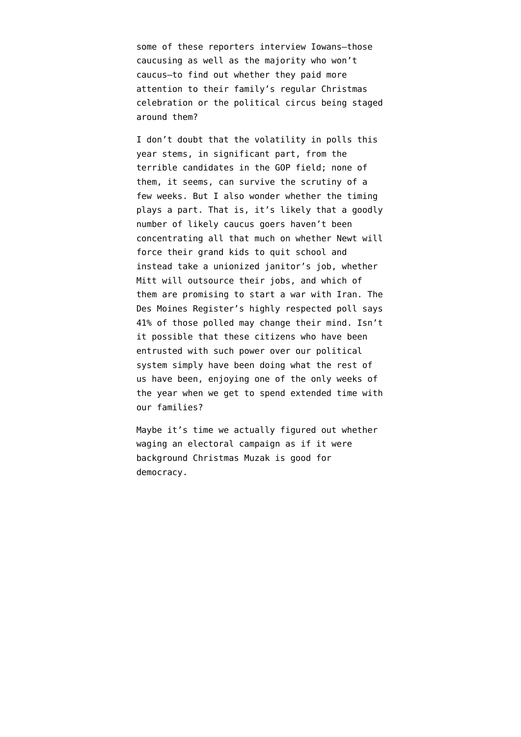some of these reporters interview Iowans—those caucusing as well as the majority who won't caucus—to find out whether they paid more attention to their family's regular Christmas celebration or the political circus being staged around them?

I don't doubt that the volatility in polls this year stems, in significant part, from the terrible candidates in the GOP field; none of them, it seems, can survive the scrutiny of a few weeks. But I also wonder whether the timing plays a part. That is, it's likely that a goodly number of likely caucus goers haven't been concentrating all that much on whether Newt will force their grand kids to quit school and instead take a unionized janitor's job, whether Mitt will outsource their jobs, and which of them are promising to start a war with Iran. The Des Moines Register's highly respected poll says 41% of those polled may change their mind. Isn't it possible that these citizens who have been entrusted with such power over our political system simply have been doing what the rest of us have been, enjoying one of the only weeks of the year when we get to spend extended time with our families?

Maybe it's time we actually figured out whether waging an electoral campaign as if it were background Christmas Muzak is good for democracy.